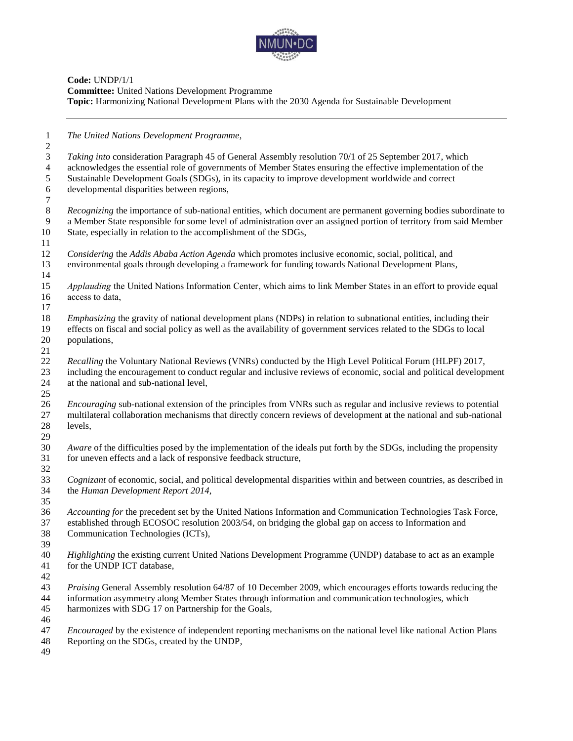**Code:** UNDP/1/1
**Committee:** United Nations Development Programme
**Topic:** Harmonizing National Development Plans with the 2030 Agenda for Sustainable Development

---

*The United Nations Development Programme*,

*Taking into* consideration Paragraph 45 of General Assembly resolution 70/1 of 25 September 2017, which acknowledges the essential role of governments of Member States ensuring the effective implementation of the Sustainable Development Goals (SDGs), in its capacity to improve development worldwide and correct developmental disparities between regions,

*Recognizing* the importance of sub-national entities, which document are permanent governing bodies subordinate to a Member State responsible for some level of administration over an assigned portion of territory from said Member State, especially in relation to the accomplishment of the SDGs,

*Considering* the *Addis Ababa Action Agenda* which promotes inclusive economic, social, political, and environmental goals through developing a framework for funding towards National Development Plans,

*Applauding* the United Nations Information Center, which aims to link Member States in an effort to provide equal access to data,

*Emphasizing* the gravity of national development plans (NDPs) in relation to subnational entities, including their effects on fiscal and social policy as well as the availability of government services related to the SDGs to local populations,

*Recalling* the Voluntary National Reviews (VNRs) conducted by the High Level Political Forum (HLPF) 2017, including the encouragement to conduct regular and inclusive reviews of economic, social and political development at the national and sub-national level,

*Encouraging* sub-national extension of the principles from VNRs such as regular and inclusive reviews to potential multilateral collaboration mechanisms that directly concern reviews of development at the national and sub-national levels,

*Aware* of the difficulties posed by the implementation of the ideals put forth by the SDGs, including the propensity for uneven effects and a lack of responsive feedback structure,

*Cognizant* of economic, social, and political developmental disparities within and between countries, as described in the *Human Development Report 2014*,

*Accounting for* the precedent set by the United Nations Information and Communication Technologies Task Force, established through ECOSOC resolution 2003/54, on bridging the global gap on access to Information and Communication Technologies (ICTs),

*Highlighting* the existing current United Nations Development Programme (UNDP) database to act as an example for the UNDP ICT database,

*Praising* General Assembly resolution 64/87 of 10 December 2009, which encourages efforts towards reducing the information asymmetry along Member States through information and communication technologies, which harmonizes with SDG 17 on Partnership for the Goals,

*Encouraged* by the existence of independent reporting mechanisms on the national level like national Action Plans Reporting on the SDGs, created by the UNDP,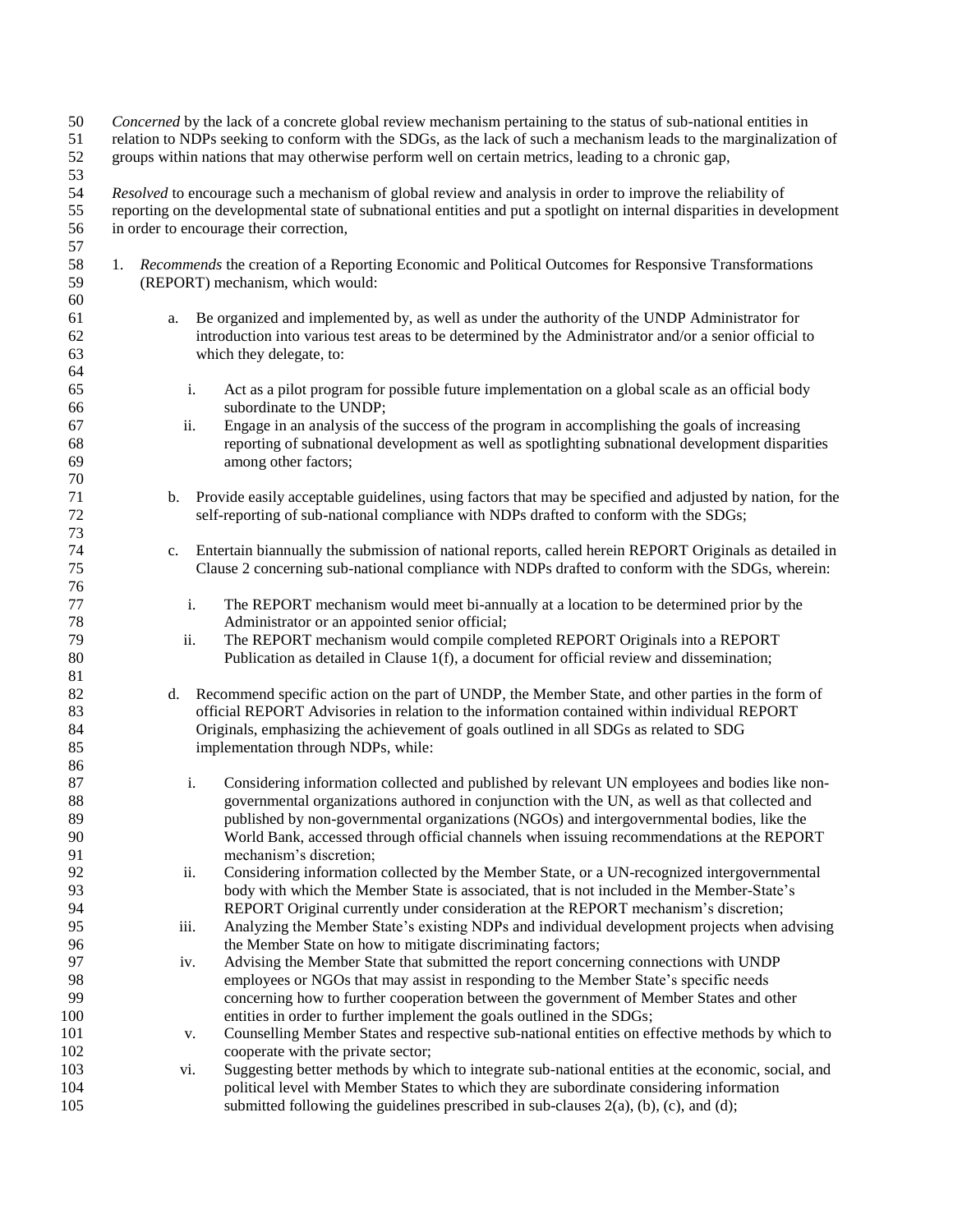*Concerned* by the lack of a concrete global review mechanism pertaining to the status of sub-national entities in relation to NDPs seeking to conform with the SDGs, as the lack of such a mechanism leads to the marginalization of groups within nations that may otherwise perform well on certain metrics, leading to a chronic gap,

*Resolved* to encourage such a mechanism of global review and analysis in order to improve the reliability of reporting on the developmental state of subnational entities and put a spotlight on internal disparities in development in order to encourage their correction,

1. *Recommends* the creation of a Reporting Economic and Political Outcomes for Responsive Transformations (REPORT) mechanism, which would:

    a. Be organized and implemented by, as well as under the authority of the UNDP Administrator for introduction into various test areas to be determined by the Administrator and/or a senior official to which they delegate, to:

        i. Act as a pilot program for possible future implementation on a global scale as an official body subordinate to the UNDP;
        ii. Engage in an analysis of the success of the program in accomplishing the goals of increasing reporting of subnational development as well as spotlighting subnational development disparities among other factors;

    b. Provide easily acceptable guidelines, using factors that may be specified and adjusted by nation, for the self-reporting of sub-national compliance with NDPs drafted to conform with the SDGs;

    c. Entertain biannually the submission of national reports, called herein REPORT Originals as detailed in Clause 2 concerning sub-national compliance with NDPs drafted to conform with the SDGs, wherein:

        i. The REPORT mechanism would meet bi-annually at a location to be determined prior by the Administrator or an appointed senior official;
        ii. The REPORT mechanism would compile completed REPORT Originals into a REPORT Publication as detailed in Clause 1(f), a document for official review and dissemination;

    d. Recommend specific action on the part of UNDP, the Member State, and other parties in the form of official REPORT Advisories in relation to the information contained within individual REPORT Originals, emphasizing the achievement of goals outlined in all SDGs as related to SDG implementation through NDPs, while:

        i. Considering information collected and published by relevant UN employees and bodies like non-governmental organizations authored in conjunction with the UN, as well as that collected and published by non-governmental organizations (NGOs) and intergovernmental bodies, like the World Bank, accessed through official channels when issuing recommendations at the REPORT mechanism's discretion;
        ii. Considering information collected by the Member State, or a UN-recognized intergovernmental body with which the Member State is associated, that is not included in the Member-State's REPORT Original currently under consideration at the REPORT mechanism's discretion;
        iii. Analyzing the Member State's existing NDPs and individual development projects when advising the Member State on how to mitigate discriminating factors;
        iv. Advising the Member State that submitted the report concerning connections with UNDP employees or NGOs that may assist in responding to the Member State's specific needs concerning how to further cooperation between the government of Member States and other entities in order to further implement the goals outlined in the SDGs;
        v. Counselling Member States and respective sub-national entities on effective methods by which to cooperate with the private sector;
        vi. Suggesting better methods by which to integrate sub-national entities at the economic, social, and political level with Member States to which they are subordinate considering information submitted following the guidelines prescribed in sub-clauses 2(a), (b), (c), and (d);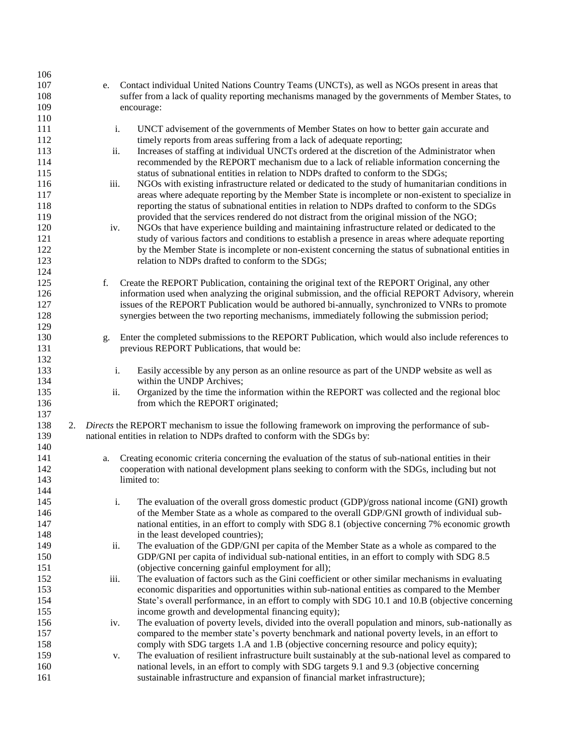e. Contact individual United Nations Country Teams (UNCTs), as well as NGOs present in areas that suffer from a lack of quality reporting mechanisms managed by the governments of Member States, to encourage:

   i. UNCT advisement of the governments of Member States on how to better gain accurate and timely reports from areas suffering from a lack of adequate reporting;
   ii. Increases of staffing at individual UNCTs ordered at the discretion of the Administrator when recommended by the REPORT mechanism due to a lack of reliable information concerning the status of subnational entities in relation to NDPs drafted to conform to the SDGs;
   iii. NGOs with existing infrastructure related or dedicated to the study of humanitarian conditions in areas where adequate reporting by the Member State is incomplete or non-existent to specialize in reporting the status of subnational entities in relation to NDPs drafted to conform to the SDGs provided that the services rendered do not distract from the original mission of the NGO;
   iv. NGOs that have experience building and maintaining infrastructure related or dedicated to the study of various factors and conditions to establish a presence in areas where adequate reporting by the Member State is incomplete or non-existent concerning the status of subnational entities in relation to NDPs drafted to conform to the SDGs;

f. Create the REPORT Publication, containing the original text of the REPORT Original, any other information used when analyzing the original submission, and the official REPORT Advisory, wherein issues of the REPORT Publication would be authored bi-annually, synchronized to VNRs to promote synergies between the two reporting mechanisms, immediately following the submission period;

g. Enter the completed submissions to the REPORT Publication, which would also include references to previous REPORT Publications, that would be:

   i. Easily accessible by any person as an online resource as part of the UNDP website as well as within the UNDP Archives;
   ii. Organized by the time the information within the REPORT was collected and the regional bloc from which the REPORT originated;

2. *Directs* the REPORT mechanism to issue the following framework on improving the performance of sub-national entities in relation to NDPs drafted to conform with the SDGs by:

   a. Creating economic criteria concerning the evaluation of the status of sub-national entities in their cooperation with national development plans seeking to conform with the SDGs, including but not limited to:

      i. The evaluation of the overall gross domestic product (GDP)/gross national income (GNI) growth of the Member State as a whole as compared to the overall GDP/GNI growth of individual sub-national entities, in an effort to comply with SDG 8.1 (objective concerning 7% economic growth in the least developed countries);
      ii. The evaluation of the GDP/GNI per capita of the Member State as a whole as compared to the GDP/GNI per capita of individual sub-national entities, in an effort to comply with SDG 8.5 (objective concerning gainful employment for all);
      iii. The evaluation of factors such as the Gini coefficient or other similar mechanisms in evaluating economic disparities and opportunities within sub-national entities as compared to the Member State's overall performance, in an effort to comply with SDG 10.1 and 10.B (objective concerning income growth and developmental financing equity);
      iv. The evaluation of poverty levels, divided into the overall population and minors, sub-nationally as compared to the member state's poverty benchmark and national poverty levels, in an effort to comply with SDG targets 1.A and 1.B (objective concerning resource and policy equity);
      v. The evaluation of resilient infrastructure built sustainably at the sub-national level as compared to national levels, in an effort to comply with SDG targets 9.1 and 9.3 (objective concerning sustainable infrastructure and expansion of financial market infrastructure);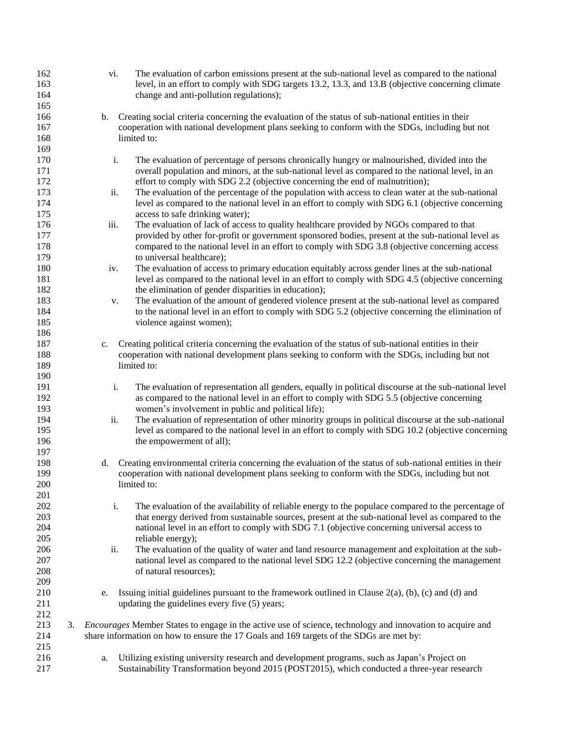vi. The evaluation of carbon emissions present at the sub-national level as compared to the national level, in an effort to comply with SDG targets 13.2, 13.3, and 13.B (objective concerning climate change and anti-pollution regulations);

b. Creating social criteria concerning the evaluation of the status of sub-national entities in their cooperation with national development plans seeking to conform with the SDGs, including but not limited to:

i. The evaluation of percentage of persons chronically hungry or malnourished, divided into the overall population and minors, at the sub-national level as compared to the national level, in an effort to comply with SDG 2.2 (objective concerning the end of malnutrition);
ii. The evaluation of the percentage of the population with access to clean water at the sub-national level as compared to the national level in an effort to comply with SDG 6.1 (objective concerning access to safe drinking water);
iii. The evaluation of lack of access to quality healthcare provided by NGOs compared to that provided by other for-profit or government sponsored bodies, present at the sub-national level as compared to the national level in an effort to comply with SDG 3.8 (objective concerning access to universal healthcare);
iv. The evaluation of access to primary education equitably across gender lines at the sub-national level as compared to the national level in an effort to comply with SDG 4.5 (objective concerning the elimination of gender disparities in education);
v. The evaluation of the amount of gendered violence present at the sub-national level as compared to the national level in an effort to comply with SDG 5.2 (objective concerning the elimination of violence against women);

c. Creating political criteria concerning the evaluation of the status of sub-national entities in their cooperation with national development plans seeking to conform with the SDGs, including but not limited to:

i. The evaluation of representation all genders, equally in political discourse at the sub-national level as compared to the national level in an effort to comply with SDG 5.5 (objective concerning women's involvement in public and political life);
ii. The evaluation of representation of other minority groups in political discourse at the sub-national level as compared to the national level in an effort to comply with SDG 10.2 (objective concerning the empowerment of all);

d. Creating environmental criteria concerning the evaluation of the status of sub-national entities in their cooperation with national development plans seeking to conform with the SDGs, including but not limited to:

i. The evaluation of the availability of reliable energy to the populace compared to the percentage of that energy derived from sustainable sources, present at the sub-national level as compared to the national level in an effort to comply with SDG 7.1 (objective concerning universal access to reliable energy);
ii. The evaluation of the quality of water and land resource management and exploitation at the sub-national level as compared to the national level SDG 12.2 (objective concerning the management of natural resources);

e. Issuing initial guidelines pursuant to the framework outlined in Clause 2(a), (b), (c) and (d) and updating the guidelines every five (5) years;

3. *Encourages* Member States to engage in the active use of science, technology and innovation to acquire and share information on how to ensure the 17 Goals and 169 targets of the SDGs are met by:

a. Utilizing existing university research and development programs, such as Japan's Project on Sustainability Transformation beyond 2015 (POST2015), which conducted a three-year research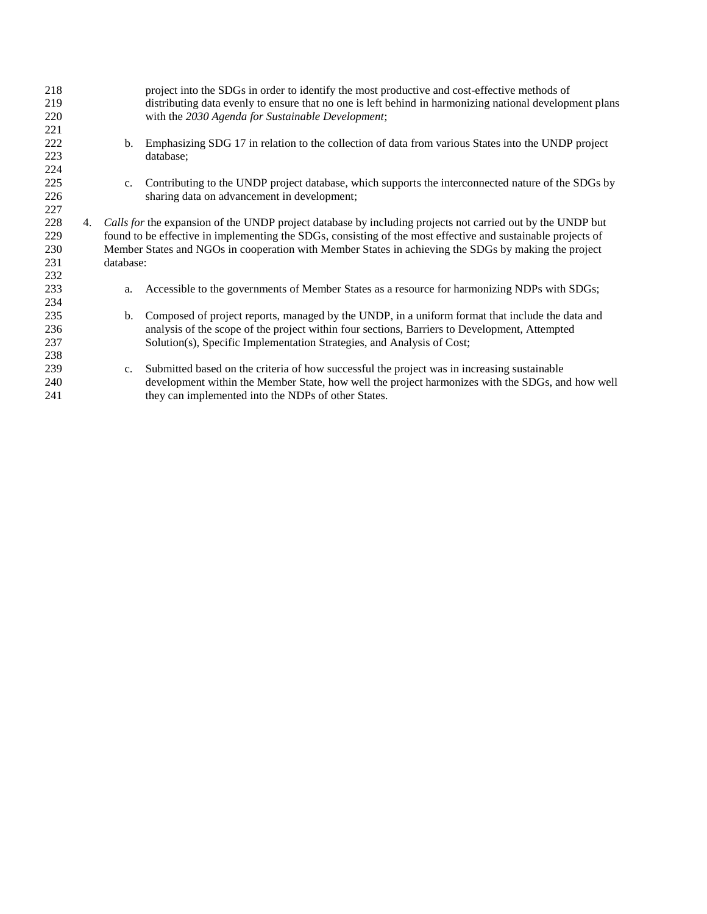project into the SDGs in order to identify the most productive and cost-effective methods of distributing data evenly to ensure that no one is left behind in harmonizing national development plans with the *2030 Agenda for Sustainable Development*;

b. Emphasizing SDG 17 in relation to the collection of data from various States into the UNDP project database;

c. Contributing to the UNDP project database, which supports the interconnected nature of the SDGs by sharing data on advancement in development;

4. *Calls for* the expansion of the UNDP project database by including projects not carried out by the UNDP but found to be effective in implementing the SDGs, consisting of the most effective and sustainable projects of Member States and NGOs in cooperation with Member States in achieving the SDGs by making the project database:

    a. Accessible to the governments of Member States as a resource for harmonizing NDPs with SDGs;

    b. Composed of project reports, managed by the UNDP, in a uniform format that include the data and analysis of the scope of the project within four sections, Barriers to Development, Attempted Solution(s), Specific Implementation Strategies, and Analysis of Cost;

    c. Submitted based on the criteria of how successful the project was in increasing sustainable development within the Member State, how well the project harmonizes with the SDGs, and how well they can implemented into the NDPs of other States.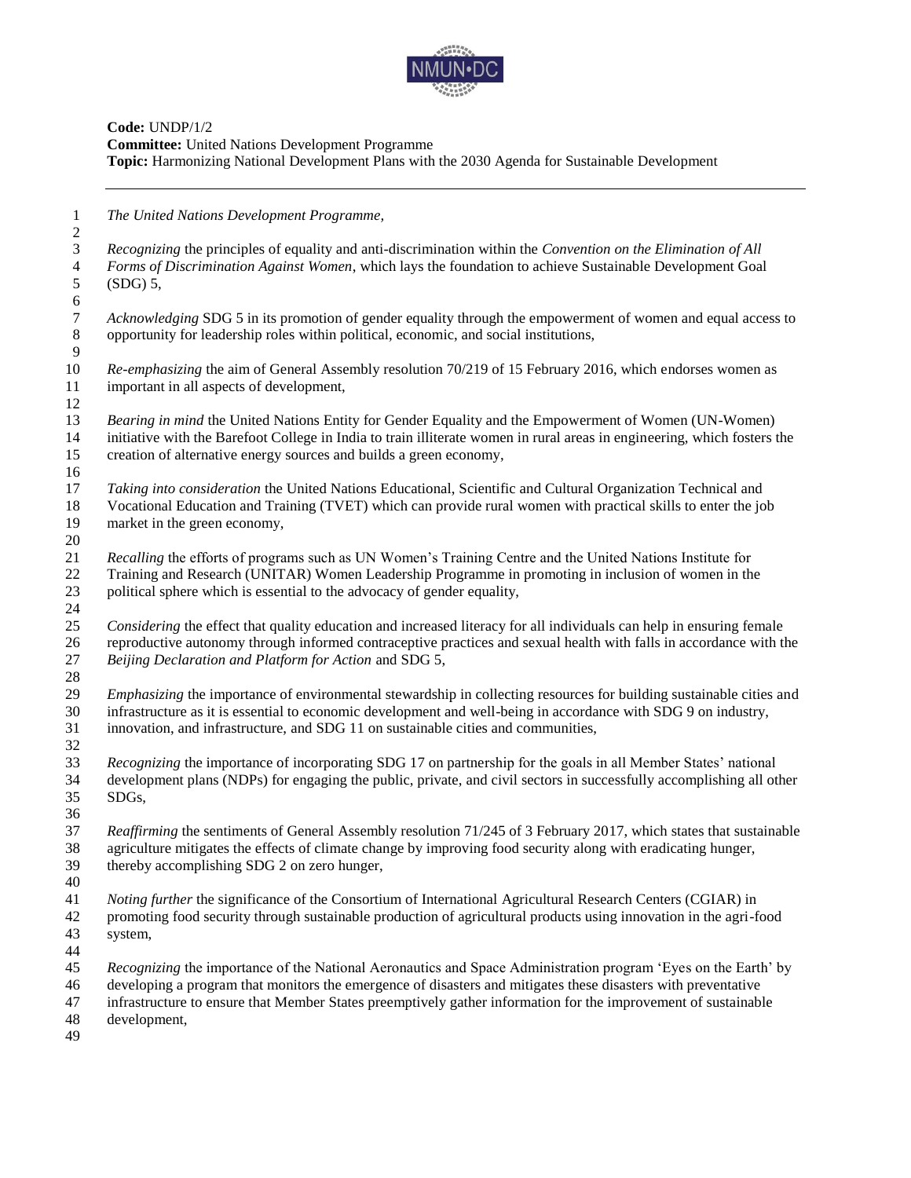**Code:** UNDP/1/2
**Committee:** United Nations Development Programme
**Topic:** Harmonizing National Development Plans with the 2030 Agenda for Sustainable Development

---

*The United Nations Development Programme,*

*Recognizing* the principles of equality and anti-discrimination within the *Convention on the Elimination of All Forms of Discrimination Against Women*, which lays the foundation to achieve Sustainable Development Goal (SDG) 5,

*Acknowledging* SDG 5 in its promotion of gender equality through the empowerment of women and equal access to opportunity for leadership roles within political, economic, and social institutions,

*Re-emphasizing* the aim of General Assembly resolution 70/219 of 15 February 2016, which endorses women as important in all aspects of development,

*Bearing in mind* the United Nations Entity for Gender Equality and the Empowerment of Women (UN-Women) initiative with the Barefoot College in India to train illiterate women in rural areas in engineering, which fosters the creation of alternative energy sources and builds a green economy,

*Taking into consideration* the United Nations Educational, Scientific and Cultural Organization Technical and Vocational Education and Training (TVET) which can provide rural women with practical skills to enter the job market in the green economy,

*Recalling* the efforts of programs such as UN Women's Training Centre and the United Nations Institute for Training and Research (UNITAR) Women Leadership Programme in promoting in inclusion of women in the political sphere which is essential to the advocacy of gender equality,

*Considering* the effect that quality education and increased literacy for all individuals can help in ensuring female reproductive autonomy through informed contraceptive practices and sexual health with falls in accordance with the *Beijing Declaration and Platform for Action* and SDG 5,

*Emphasizing* the importance of environmental stewardship in collecting resources for building sustainable cities and infrastructure as it is essential to economic development and well-being in accordance with SDG 9 on industry, innovation, and infrastructure, and SDG 11 on sustainable cities and communities,

*Recognizing* the importance of incorporating SDG 17 on partnership for the goals in all Member States' national development plans (NDPs) for engaging the public, private, and civil sectors in successfully accomplishing all other SDGs,

*Reaffirming* the sentiments of General Assembly resolution 71/245 of 3 February 2017, which states that sustainable agriculture mitigates the effects of climate change by improving food security along with eradicating hunger, thereby accomplishing SDG 2 on zero hunger,

*Noting further* the significance of the Consortium of International Agricultural Research Centers (CGIAR) in promoting food security through sustainable production of agricultural products using innovation in the agri-food system,

*Recognizing* the importance of the National Aeronautics and Space Administration program 'Eyes on the Earth' by developing a program that monitors the emergence of disasters and mitigates these disasters with preventative infrastructure to ensure that Member States preemptively gather information for the improvement of sustainable development,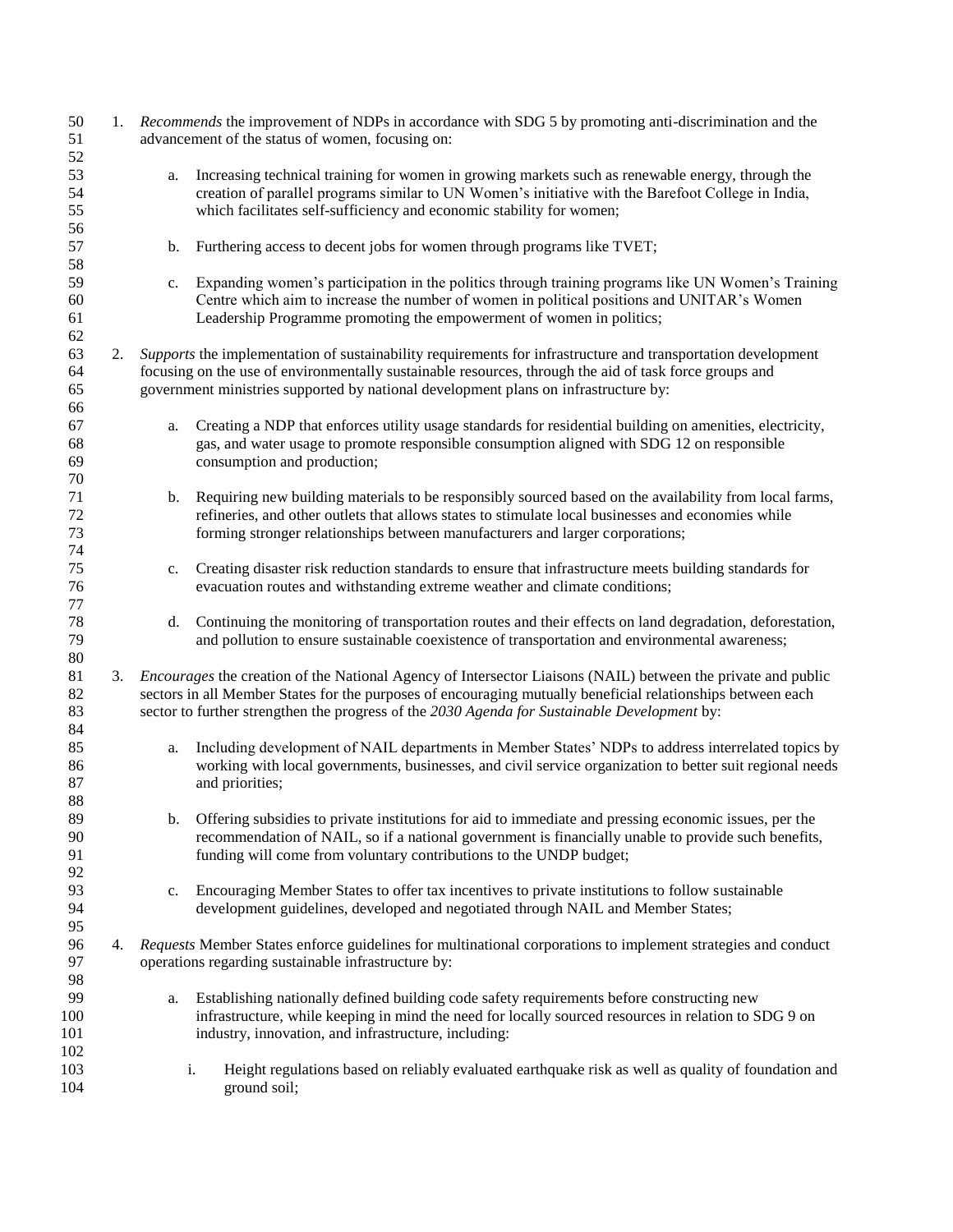1. *Recommends* the improvement of NDPs in accordance with SDG 5 by promoting anti-discrimination and the advancement of the status of women, focusing on:

    a. Increasing technical training for women in growing markets such as renewable energy, through the creation of parallel programs similar to UN Women's initiative with the Barefoot College in India, which facilitates self-sufficiency and economic stability for women;

    b. Furthering access to decent jobs for women through programs like TVET;

    c. Expanding women's participation in the politics through training programs like UN Women's Training Centre which aim to increase the number of women in political positions and UNITAR's Women Leadership Programme promoting the empowerment of women in politics;

2. *Supports* the implementation of sustainability requirements for infrastructure and transportation development focusing on the use of environmentally sustainable resources, through the aid of task force groups and government ministries supported by national development plans on infrastructure by:

    a. Creating a NDP that enforces utility usage standards for residential building on amenities, electricity, gas, and water usage to promote responsible consumption aligned with SDG 12 on responsible consumption and production;

    b. Requiring new building materials to be responsibly sourced based on the availability from local farms, refineries, and other outlets that allows states to stimulate local businesses and economies while forming stronger relationships between manufacturers and larger corporations;

    c. Creating disaster risk reduction standards to ensure that infrastructure meets building standards for evacuation routes and withstanding extreme weather and climate conditions;

    d. Continuing the monitoring of transportation routes and their effects on land degradation, deforestation, and pollution to ensure sustainable coexistence of transportation and environmental awareness;

3. *Encourages* the creation of the National Agency of Intersector Liaisons (NAIL) between the private and public sectors in all Member States for the purposes of encouraging mutually beneficial relationships between each sector to further strengthen the progress of the *2030 Agenda for Sustainable Development* by:

    a. Including development of NAIL departments in Member States' NDPs to address interrelated topics by working with local governments, businesses, and civil service organization to better suit regional needs and priorities;

    b. Offering subsidies to private institutions for aid to immediate and pressing economic issues, per the recommendation of NAIL, so if a national government is financially unable to provide such benefits, funding will come from voluntary contributions to the UNDP budget;

    c. Encouraging Member States to offer tax incentives to private institutions to follow sustainable development guidelines, developed and negotiated through NAIL and Member States;

4. *Requests* Member States enforce guidelines for multinational corporations to implement strategies and conduct operations regarding sustainable infrastructure by:

    a. Establishing nationally defined building code safety requirements before constructing new infrastructure, while keeping in mind the need for locally sourced resources in relation to SDG 9 on industry, innovation, and infrastructure, including:

        i. Height regulations based on reliably evaluated earthquake risk as well as quality of foundation and ground soil;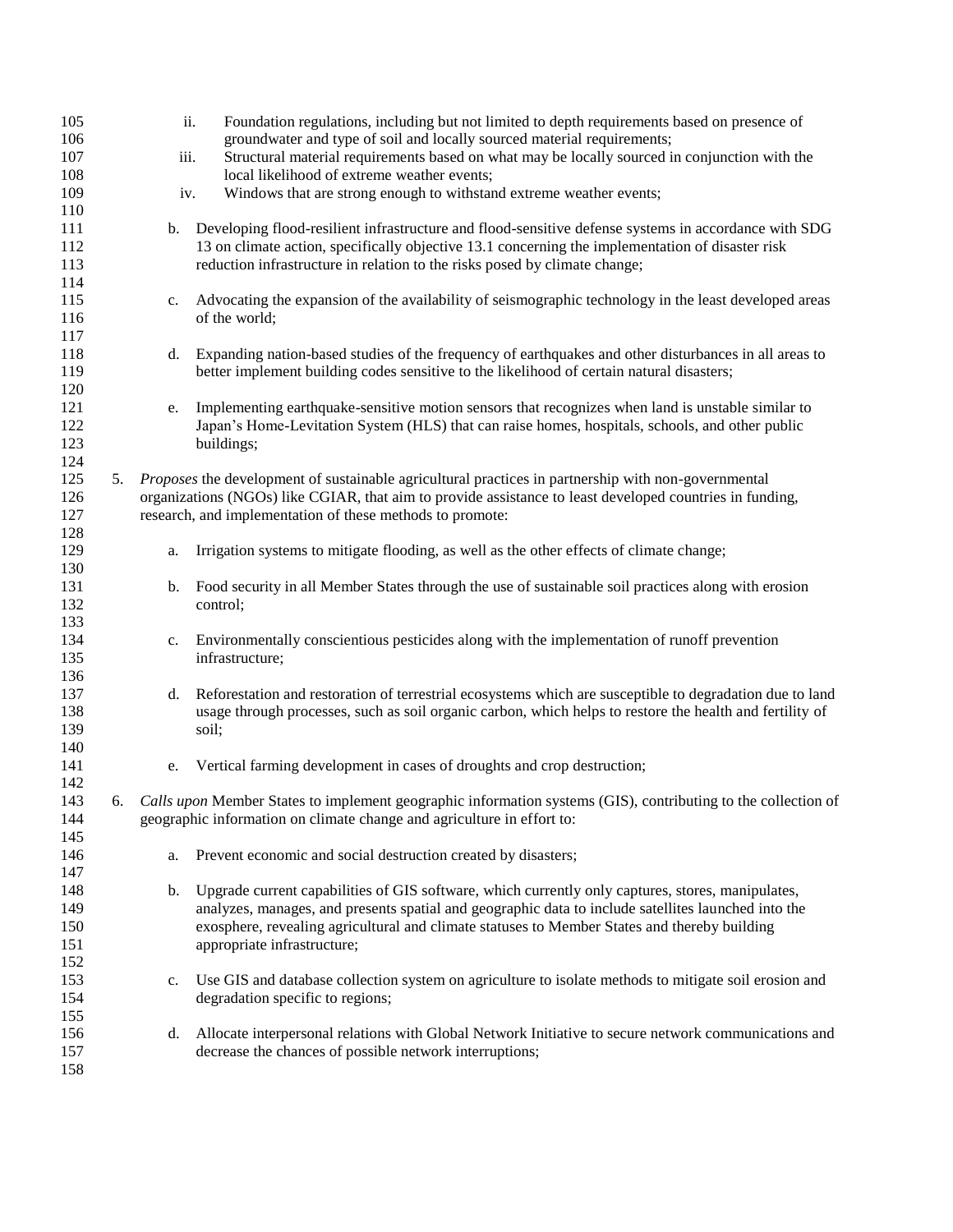ii. Foundation regulations, including but not limited to depth requirements based on presence of groundwater and type of soil and locally sourced material requirements;
iii. Structural material requirements based on what may be locally sourced in conjunction with the local likelihood of extreme weather events;
iv. Windows that are strong enough to withstand extreme weather events;

b. Developing flood-resilient infrastructure and flood-sensitive defense systems in accordance with SDG 13 on climate action, specifically objective 13.1 concerning the implementation of disaster risk reduction infrastructure in relation to the risks posed by climate change;

c. Advocating the expansion of the availability of seismographic technology in the least developed areas of the world;

d. Expanding nation-based studies of the frequency of earthquakes and other disturbances in all areas to better implement building codes sensitive to the likelihood of certain natural disasters;

e. Implementing earthquake-sensitive motion sensors that recognizes when land is unstable similar to Japan's Home-Levitation System (HLS) that can raise homes, hospitals, schools, and other public buildings;

5. *Proposes* the development of sustainable agricultural practices in partnership with non-governmental organizations (NGOs) like CGIAR, that aim to provide assistance to least developed countries in funding, research, and implementation of these methods to promote:

a. Irrigation systems to mitigate flooding, as well as the other effects of climate change;

b. Food security in all Member States through the use of sustainable soil practices along with erosion control;

c. Environmentally conscientious pesticides along with the implementation of runoff prevention infrastructure;

d. Reforestation and restoration of terrestrial ecosystems which are susceptible to degradation due to land usage through processes, such as soil organic carbon, which helps to restore the health and fertility of soil;

e. Vertical farming development in cases of droughts and crop destruction;

6. *Calls upon* Member States to implement geographic information systems (GIS), contributing to the collection of geographic information on climate change and agriculture in effort to:

a. Prevent economic and social destruction created by disasters;

b. Upgrade current capabilities of GIS software, which currently only captures, stores, manipulates, analyzes, manages, and presents spatial and geographic data to include satellites launched into the exosphere, revealing agricultural and climate statuses to Member States and thereby building appropriate infrastructure;

c. Use GIS and database collection system on agriculture to isolate methods to mitigate soil erosion and degradation specific to regions;

d. Allocate interpersonal relations with Global Network Initiative to secure network communications and decrease the chances of possible network interruptions;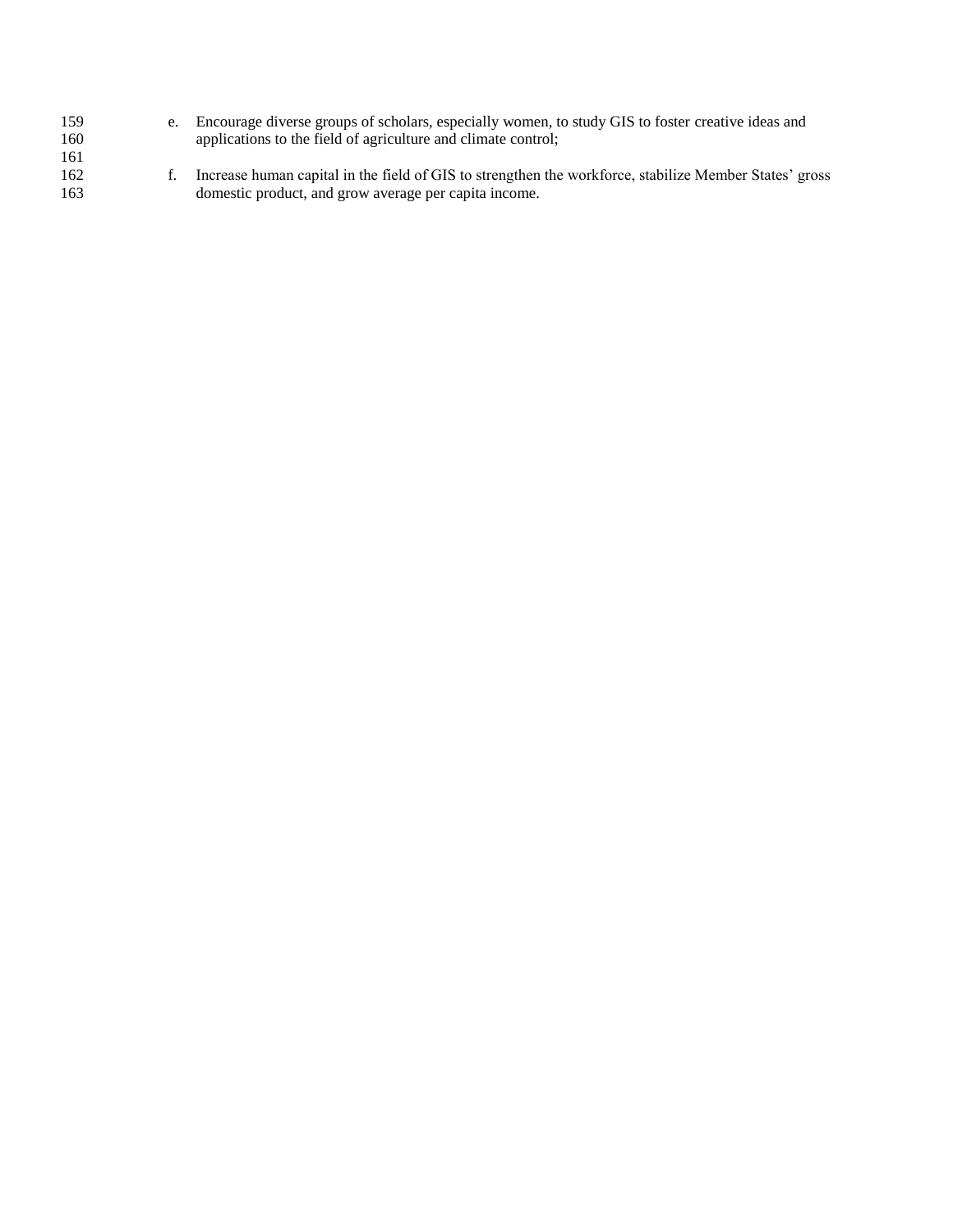e. Encourage diverse groups of scholars, especially women, to study GIS to foster creative ideas and applications to the field of agriculture and climate control;

f. Increase human capital in the field of GIS to strengthen the workforce, stabilize Member States' gross domestic product, and grow average per capita income.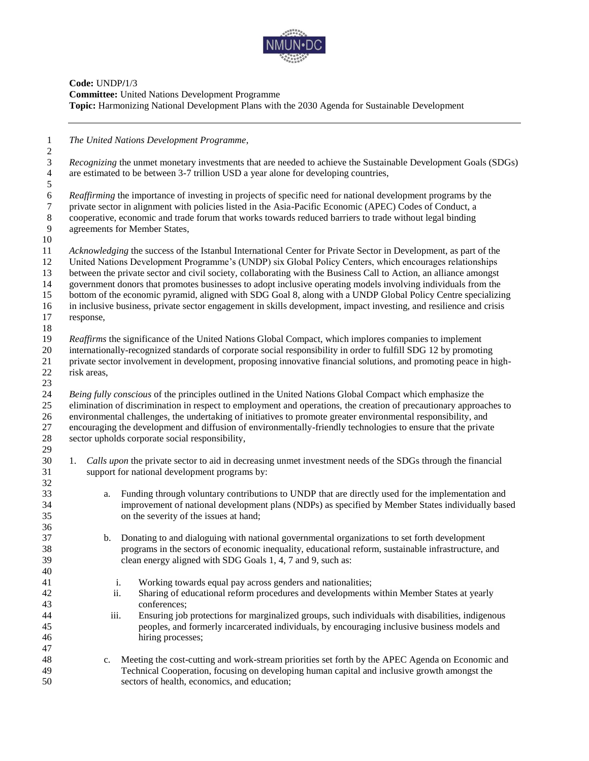**Code:** UNDP/1/3
**Committee:** United Nations Development Programme
**Topic:** Harmonizing National Development Plans with the 2030 Agenda for Sustainable Development

---

*The United Nations Development Programme*,

*Recognizing* the unmet monetary investments that are needed to achieve the Sustainable Development Goals (SDGs) are estimated to be between 3-7 trillion USD a year alone for developing countries,

*Reaffirming* the importance of investing in projects of specific need for national development programs by the private sector in alignment with policies listed in the Asia-Pacific Economic (APEC) Codes of Conduct, a cooperative, economic and trade forum that works towards reduced barriers to trade without legal binding agreements for Member States,

*Acknowledging* the success of the Istanbul International Center for Private Sector in Development, as part of the United Nations Development Programme's (UNDP) six Global Policy Centers, which encourages relationships between the private sector and civil society, collaborating with the Business Call to Action, an alliance amongst government donors that promotes businesses to adopt inclusive operating models involving individuals from the bottom of the economic pyramid, aligned with SDG Goal 8, along with a UNDP Global Policy Centre specializing in inclusive business, private sector engagement in skills development, impact investing, and resilience and crisis response,

*Reaffirms* the significance of the United Nations Global Compact, which implores companies to implement internationally-recognized standards of corporate social responsibility in order to fulfill SDG 12 by promoting private sector involvement in development, proposing innovative financial solutions, and promoting peace in high-risk areas,

*Being fully conscious* of the principles outlined in the United Nations Global Compact which emphasize the elimination of discrimination in respect to employment and operations, the creation of precautionary approaches to environmental challenges, the undertaking of initiatives to promote greater environmental responsibility, and encouraging the development and diffusion of environmentally-friendly technologies to ensure that the private sector upholds corporate social responsibility,

1. *Calls upon* the private sector to aid in decreasing unmet investment needs of the SDGs through the financial support for national development programs by:

    a. Funding through voluntary contributions to UNDP that are directly used for the implementation and improvement of national development plans (NDPs) as specified by Member States individually based on the severity of the issues at hand;

    b. Donating to and dialoguing with national governmental organizations to set forth development programs in the sectors of economic inequality, educational reform, sustainable infrastructure, and clean energy aligned with SDG Goals 1, 4, 7 and 9, such as:

        i. Working towards equal pay across genders and nationalities;
        ii. Sharing of educational reform procedures and developments within Member States at yearly conferences;
        iii. Ensuring job protections for marginalized groups, such individuals with disabilities, indigenous peoples, and formerly incarcerated individuals, by encouraging inclusive business models and hiring processes;

    c. Meeting the cost-cutting and work-stream priorities set forth by the APEC Agenda on Economic and Technical Cooperation, focusing on developing human capital and inclusive growth amongst the sectors of health, economics, and education;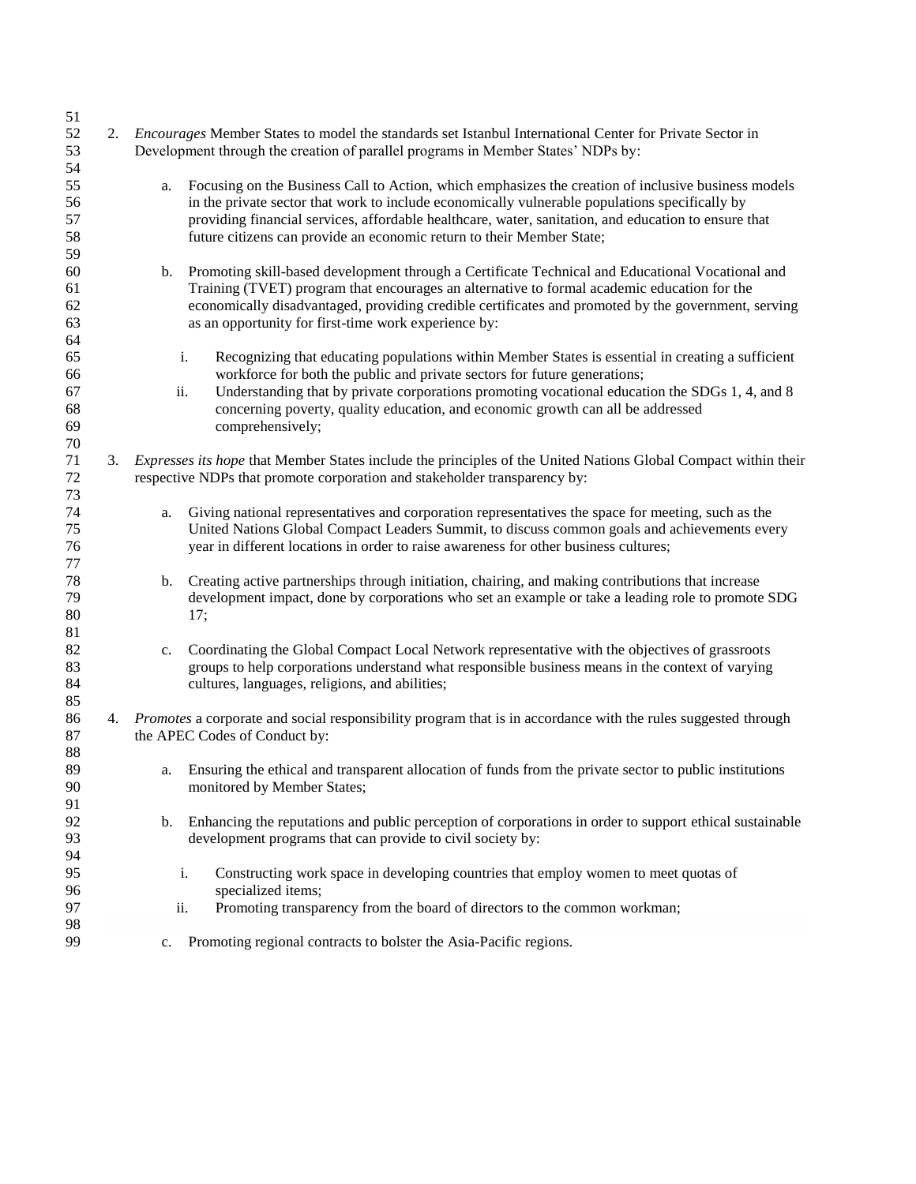2. *Encourages* Member States to model the standards set Istanbul International Center for Private Sector in Development through the creation of parallel programs in Member States' NDPs by:

   a. Focusing on the Business Call to Action, which emphasizes the creation of inclusive business models in the private sector that work to include economically vulnerable populations specifically by providing financial services, affordable healthcare, water, sanitation, and education to ensure that future citizens can provide an economic return to their Member State;

   b. Promoting skill-based development through a Certificate Technical and Educational Vocational and Training (TVET) program that encourages an alternative to formal academic education for the economically disadvantaged, providing credible certificates and promoted by the government, serving as an opportunity for first-time work experience by:

      i. Recognizing that educating populations within Member States is essential in creating a sufficient workforce for both the public and private sectors for future generations;
      ii. Understanding that by private corporations promoting vocational education the SDGs 1, 4, and 8 concerning poverty, quality education, and economic growth can all be addressed comprehensively;

3. *Expresses its hope* that Member States include the principles of the United Nations Global Compact within their respective NDPs that promote corporation and stakeholder transparency by:

   a. Giving national representatives and corporation representatives the space for meeting, such as the United Nations Global Compact Leaders Summit, to discuss common goals and achievements every year in different locations in order to raise awareness for other business cultures;

   b. Creating active partnerships through initiation, chairing, and making contributions that increase development impact, done by corporations who set an example or take a leading role to promote SDG 17;

   c. Coordinating the Global Compact Local Network representative with the objectives of grassroots groups to help corporations understand what responsible business means in the context of varying cultures, languages, religions, and abilities;

4. *Promotes* a corporate and social responsibility program that is in accordance with the rules suggested through the APEC Codes of Conduct by:

   a. Ensuring the ethical and transparent allocation of funds from the private sector to public institutions monitored by Member States;

   b. Enhancing the reputations and public perception of corporations in order to support ethical sustainable development programs that can provide to civil society by:

      i. Constructing work space in developing countries that employ women to meet quotas of specialized items;
      ii. Promoting transparency from the board of directors to the common workman;

   c. Promoting regional contracts to bolster the Asia-Pacific regions.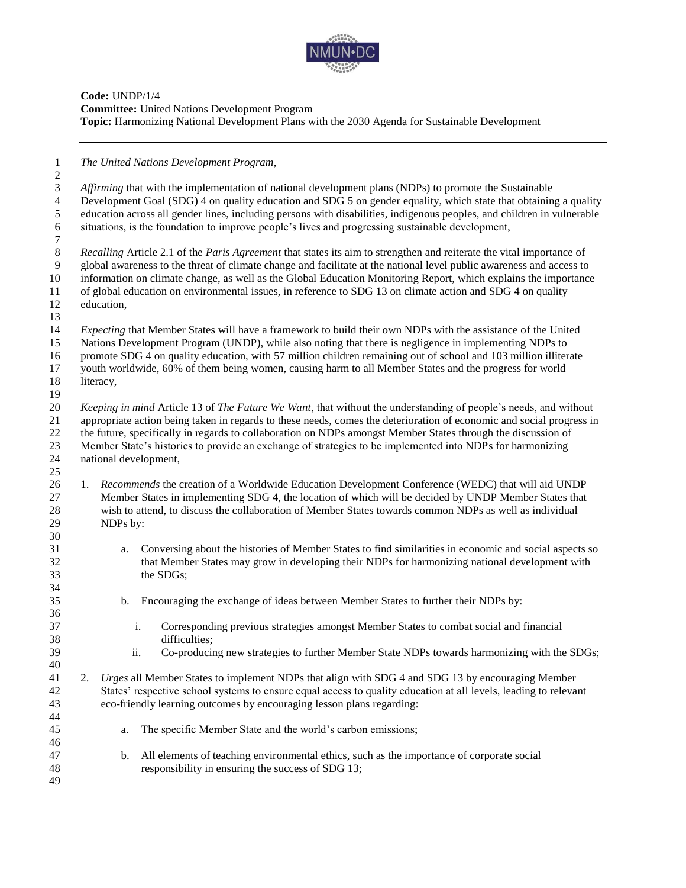**Code:** UNDP/1/4
**Committee:** United Nations Development Program
**Topic:** Harmonizing National Development Plans with the 2030 Agenda for Sustainable Development

---

*The United Nations Development Program,*

*Affirming* that with the implementation of national development plans (NDPs) to promote the Sustainable Development Goal (SDG) 4 on quality education and SDG 5 on gender equality, which state that obtaining a quality education across all gender lines, including persons with disabilities, indigenous peoples, and children in vulnerable situations, is the foundation to improve people's lives and progressing sustainable development,

*Recalling* Article 2.1 of the *Paris Agreement* that states its aim to strengthen and reiterate the vital importance of global awareness to the threat of climate change and facilitate at the national level public awareness and access to information on climate change, as well as the Global Education Monitoring Report, which explains the importance of global education on environmental issues, in reference to SDG 13 on climate action and SDG 4 on quality education,

*Expecting* that Member States will have a framework to build their own NDPs with the assistance of the United Nations Development Program (UNDP), while also noting that there is negligence in implementing NDPs to promote SDG 4 on quality education, with 57 million children remaining out of school and 103 million illiterate youth worldwide, 60% of them being women, causing harm to all Member States and the progress for world literacy,

*Keeping in mind* Article 13 of *The Future We Want*, that without the understanding of people's needs, and without appropriate action being taken in regards to these needs, comes the deterioration of economic and social progress in the future, specifically in regards to collaboration on NDPs amongst Member States through the discussion of Member State's histories to provide an exchange of strategies to be implemented into NDPs for harmonizing national development,

1. *Recommends* the creation of a Worldwide Education Development Conference (WEDC) that will aid UNDP Member States in implementing SDG 4, the location of which will be decided by UNDP Member States that wish to attend, to discuss the collaboration of Member States towards common NDPs as well as individual NDPs by:

    a. Conversing about the histories of Member States to find similarities in economic and social aspects so that Member States may grow in developing their NDPs for harmonizing national development with the SDGs;

    b. Encouraging the exchange of ideas between Member States to further their NDPs by:

        i. Corresponding previous strategies amongst Member States to combat social and financial difficulties;
        ii. Co-producing new strategies to further Member State NDPs towards harmonizing with the SDGs;

2. *Urges* all Member States to implement NDPs that align with SDG 4 and SDG 13 by encouraging Member States' respective school systems to ensure equal access to quality education at all levels, leading to relevant eco-friendly learning outcomes by encouraging lesson plans regarding:

    a. The specific Member State and the world's carbon emissions;

    b. All elements of teaching environmental ethics, such as the importance of corporate social responsibility in ensuring the success of SDG 13;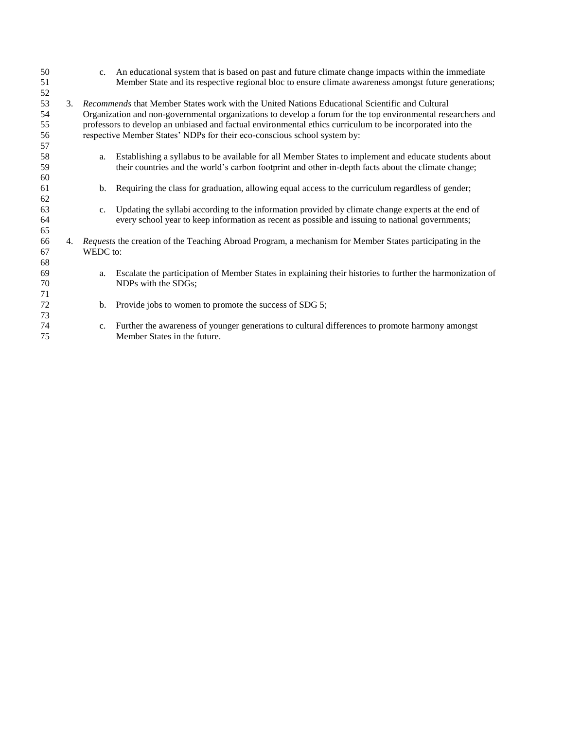c. An educational system that is based on past and future climate change impacts within the immediate Member State and its respective regional bloc to ensure climate awareness amongst future generations;

3. *Recommends* that Member States work with the United Nations Educational Scientific and Cultural Organization and non-governmental organizations to develop a forum for the top environmental researchers and professors to develop an unbiased and factual environmental ethics curriculum to be incorporated into the respective Member States' NDPs for their eco-conscious school system by:

    a. Establishing a syllabus to be available for all Member States to implement and educate students about their countries and the world's carbon footprint and other in-depth facts about the climate change;

    b. Requiring the class for graduation, allowing equal access to the curriculum regardless of gender;

    c. Updating the syllabi according to the information provided by climate change experts at the end of every school year to keep information as recent as possible and issuing to national governments;

4. *Requests* the creation of the Teaching Abroad Program, a mechanism for Member States participating in the WEDC to:

    a. Escalate the participation of Member States in explaining their histories to further the harmonization of NDPs with the SDGs;

    b. Provide jobs to women to promote the success of SDG 5;

    c. Further the awareness of younger generations to cultural differences to promote harmony amongst Member States in the future.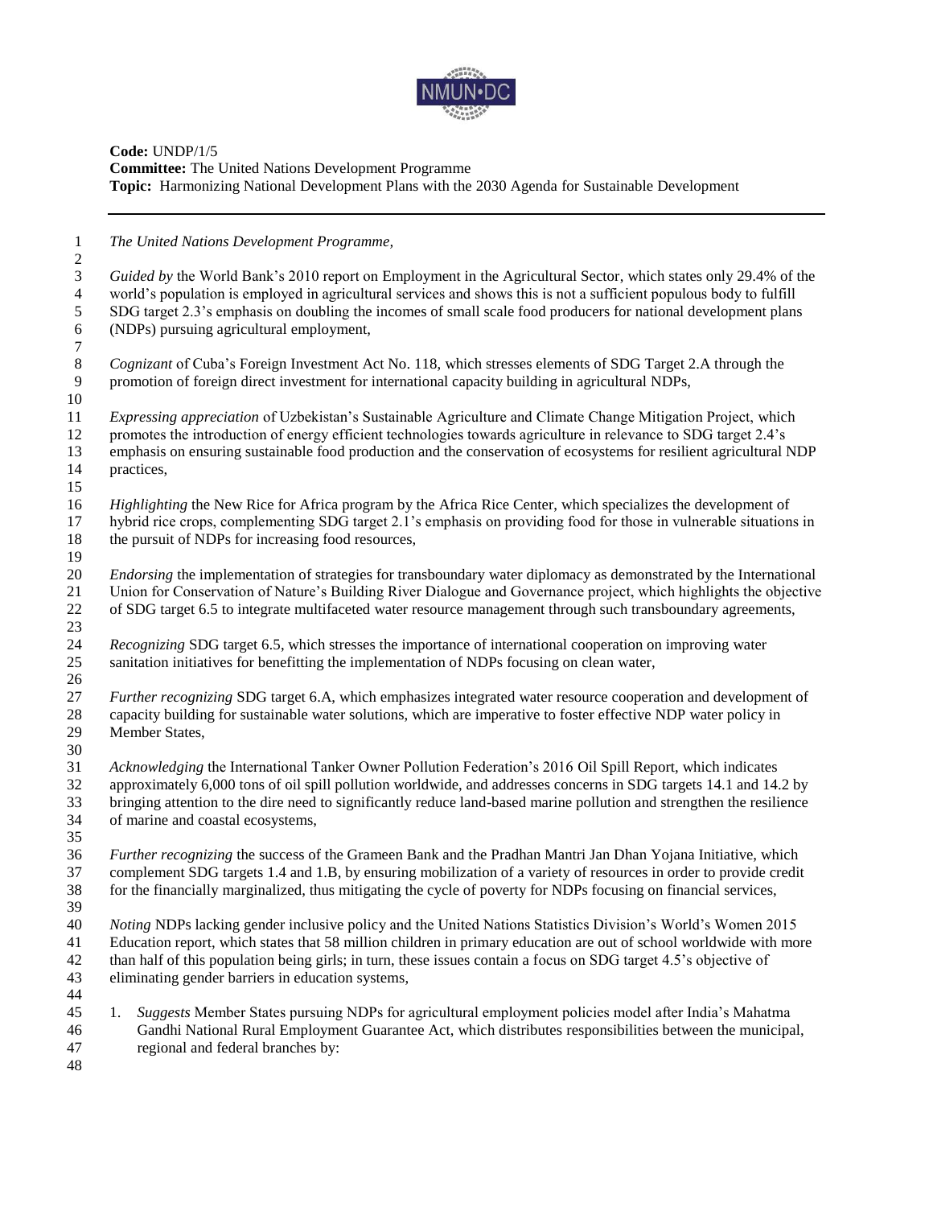**Code:** UNDP/1/5
**Committee:** The United Nations Development Programme
**Topic:** Harmonizing National Development Plans with the 2030 Agenda for Sustainable Development

---

*The United Nations Development Programme,*

*Guided by* the World Bank's 2010 report on Employment in the Agricultural Sector, which states only 29.4% of the world's population is employed in agricultural services and shows this is not a sufficient populous body to fulfill SDG target 2.3's emphasis on doubling the incomes of small scale food producers for national development plans (NDPs) pursuing agricultural employment,

*Cognizant* of Cuba's Foreign Investment Act No. 118, which stresses elements of SDG Target 2.A through the promotion of foreign direct investment for international capacity building in agricultural NDPs,

*Expressing appreciation* of Uzbekistan's Sustainable Agriculture and Climate Change Mitigation Project, which promotes the introduction of energy efficient technologies towards agriculture in relevance to SDG target 2.4's emphasis on ensuring sustainable food production and the conservation of ecosystems for resilient agricultural NDP practices,

*Highlighting* the New Rice for Africa program by the Africa Rice Center, which specializes the development of hybrid rice crops, complementing SDG target 2.1's emphasis on providing food for those in vulnerable situations in the pursuit of NDPs for increasing food resources,

*Endorsing* the implementation of strategies for transboundary water diplomacy as demonstrated by the International Union for Conservation of Nature's Building River Dialogue and Governance project, which highlights the objective of SDG target 6.5 to integrate multifaceted water resource management through such transboundary agreements,

*Recognizing* SDG target 6.5, which stresses the importance of international cooperation on improving water sanitation initiatives for benefitting the implementation of NDPs focusing on clean water,

*Further recognizing* SDG target 6.A, which emphasizes integrated water resource cooperation and development of capacity building for sustainable water solutions, which are imperative to foster effective NDP water policy in Member States,

*Acknowledging* the International Tanker Owner Pollution Federation's 2016 Oil Spill Report, which indicates approximately 6,000 tons of oil spill pollution worldwide, and addresses concerns in SDG targets 14.1 and 14.2 by bringing attention to the dire need to significantly reduce land-based marine pollution and strengthen the resilience of marine and coastal ecosystems,

*Further recognizing* the success of the Grameen Bank and the Pradhan Mantri Jan Dhan Yojana Initiative, which complement SDG targets 1.4 and 1.B, by ensuring mobilization of a variety of resources in order to provide credit for the financially marginalized, thus mitigating the cycle of poverty for NDPs focusing on financial services,

*Noting* NDPs lacking gender inclusive policy and the United Nations Statistics Division's World's Women 2015 Education report, which states that 58 million children in primary education are out of school worldwide with more than half of this population being girls; in turn, these issues contain a focus on SDG target 4.5's objective of eliminating gender barriers in education systems,

1. *Suggests* Member States pursuing NDPs for agricultural employment policies model after India's Mahatma Gandhi National Rural Employment Guarantee Act, which distributes responsibilities between the municipal, regional and federal branches by: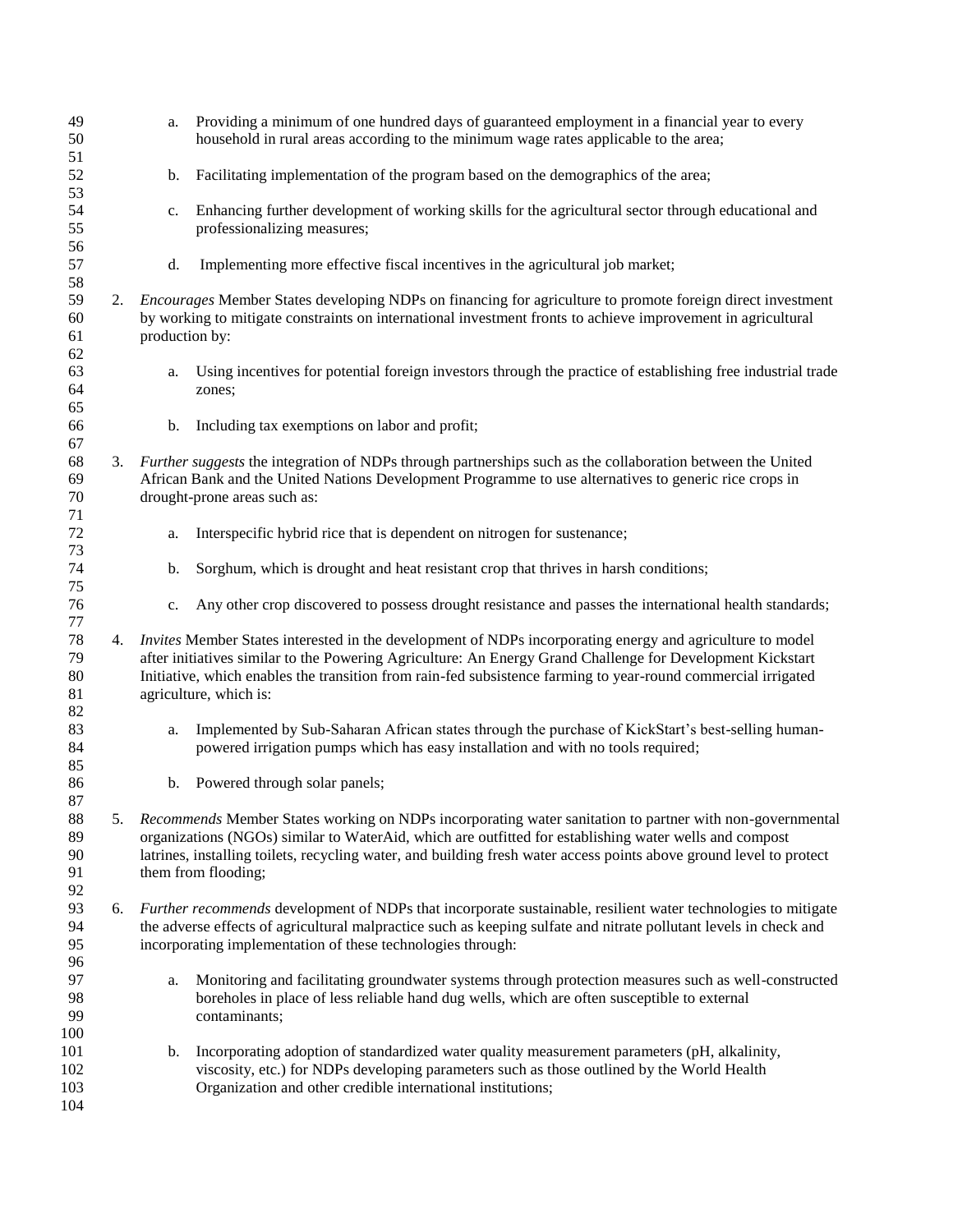a. Providing a minimum of one hundred days of guaranteed employment in a financial year to every household in rural areas according to the minimum wage rates applicable to the area;

b. Facilitating implementation of the program based on the demographics of the area;

c. Enhancing further development of working skills for the agricultural sector through educational and professionalizing measures;

d. Implementing more effective fiscal incentives in the agricultural job market;

2. *Encourages* Member States developing NDPs on financing for agriculture to promote foreign direct investment by working to mitigate constraints on international investment fronts to achieve improvement in agricultural production by:

   a. Using incentives for potential foreign investors through the practice of establishing free industrial trade zones;

   b. Including tax exemptions on labor and profit;

3. *Further suggests* the integration of NDPs through partnerships such as the collaboration between the United African Bank and the United Nations Development Programme to use alternatives to generic rice crops in drought-prone areas such as:

   a. Interspecific hybrid rice that is dependent on nitrogen for sustenance;

   b. Sorghum, which is drought and heat resistant crop that thrives in harsh conditions;

   c. Any other crop discovered to possess drought resistance and passes the international health standards;

4. *Invites* Member States interested in the development of NDPs incorporating energy and agriculture to model after initiatives similar to the Powering Agriculture: An Energy Grand Challenge for Development Kickstart Initiative, which enables the transition from rain-fed subsistence farming to year-round commercial irrigated agriculture, which is:

   a. Implemented by Sub-Saharan African states through the purchase of KickStart's best-selling human-powered irrigation pumps which has easy installation and with no tools required;

   b. Powered through solar panels;

5. *Recommends* Member States working on NDPs incorporating water sanitation to partner with non-governmental organizations (NGOs) similar to WaterAid, which are outfitted for establishing water wells and compost latrines, installing toilets, recycling water, and building fresh water access points above ground level to protect them from flooding;

6. *Further recommends* development of NDPs that incorporate sustainable, resilient water technologies to mitigate the adverse effects of agricultural malpractice such as keeping sulfate and nitrate pollutant levels in check and incorporating implementation of these technologies through:

   a. Monitoring and facilitating groundwater systems through protection measures such as well-constructed boreholes in place of less reliable hand dug wells, which are often susceptible to external contaminants;

   b. Incorporating adoption of standardized water quality measurement parameters (pH, alkalinity, viscosity, etc.) for NDPs developing parameters such as those outlined by the World Health Organization and other credible international institutions;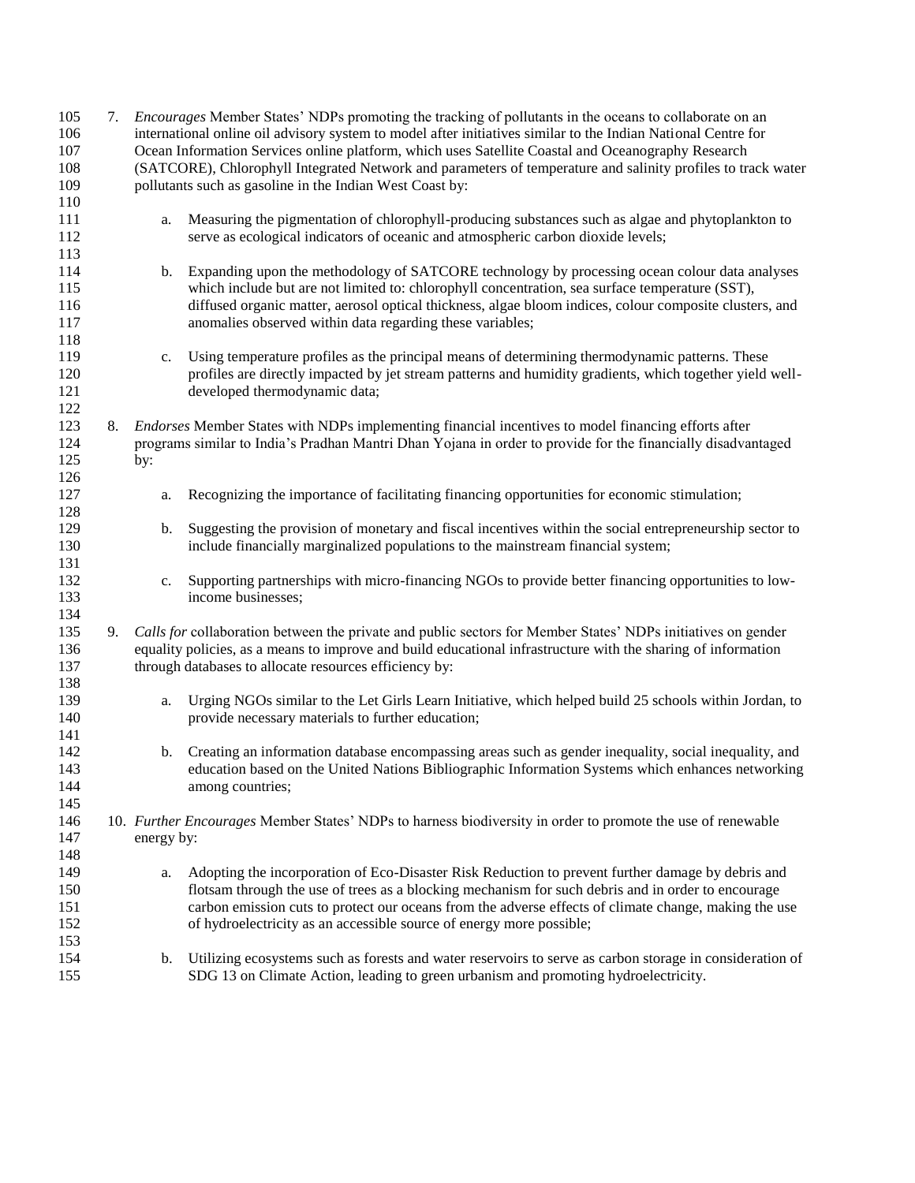7. *Encourages* Member States' NDPs promoting the tracking of pollutants in the oceans to collaborate on an international online oil advisory system to model after initiatives similar to the Indian National Centre for Ocean Information Services online platform, which uses Satellite Coastal and Oceanography Research (SATCORE), Chlorophyll Integrated Network and parameters of temperature and salinity profiles to track water pollutants such as gasoline in the Indian West Coast by:

    a. Measuring the pigmentation of chlorophyll-producing substances such as algae and phytoplankton to serve as ecological indicators of oceanic and atmospheric carbon dioxide levels;

    b. Expanding upon the methodology of SATCORE technology by processing ocean colour data analyses which include but are not limited to: chlorophyll concentration, sea surface temperature (SST), diffused organic matter, aerosol optical thickness, algae bloom indices, colour composite clusters, and anomalies observed within data regarding these variables;

    c. Using temperature profiles as the principal means of determining thermodynamic patterns. These profiles are directly impacted by jet stream patterns and humidity gradients, which together yield well-developed thermodynamic data;

8. *Endorses* Member States with NDPs implementing financial incentives to model financing efforts after programs similar to India's Pradhan Mantri Dhan Yojana in order to provide for the financially disadvantaged by:

    a. Recognizing the importance of facilitating financing opportunities for economic stimulation;

    b. Suggesting the provision of monetary and fiscal incentives within the social entrepreneurship sector to include financially marginalized populations to the mainstream financial system;

    c. Supporting partnerships with micro-financing NGOs to provide better financing opportunities to low-income businesses;

9. *Calls for* collaboration between the private and public sectors for Member States' NDPs initiatives on gender equality policies, as a means to improve and build educational infrastructure with the sharing of information through databases to allocate resources efficiency by:

    a. Urging NGOs similar to the Let Girls Learn Initiative, which helped build 25 schools within Jordan, to provide necessary materials to further education;

    b. Creating an information database encompassing areas such as gender inequality, social inequality, and education based on the United Nations Bibliographic Information Systems which enhances networking among countries;

10. *Further Encourages* Member States' NDPs to harness biodiversity in order to promote the use of renewable energy by:

    a. Adopting the incorporation of Eco-Disaster Risk Reduction to prevent further damage by debris and flotsam through the use of trees as a blocking mechanism for such debris and in order to encourage carbon emission cuts to protect our oceans from the adverse effects of climate change, making the use of hydroelectricity as an accessible source of energy more possible;

    b. Utilizing ecosystems such as forests and water reservoirs to serve as carbon storage in consideration of SDG 13 on Climate Action, leading to green urbanism and promoting hydroelectricity.